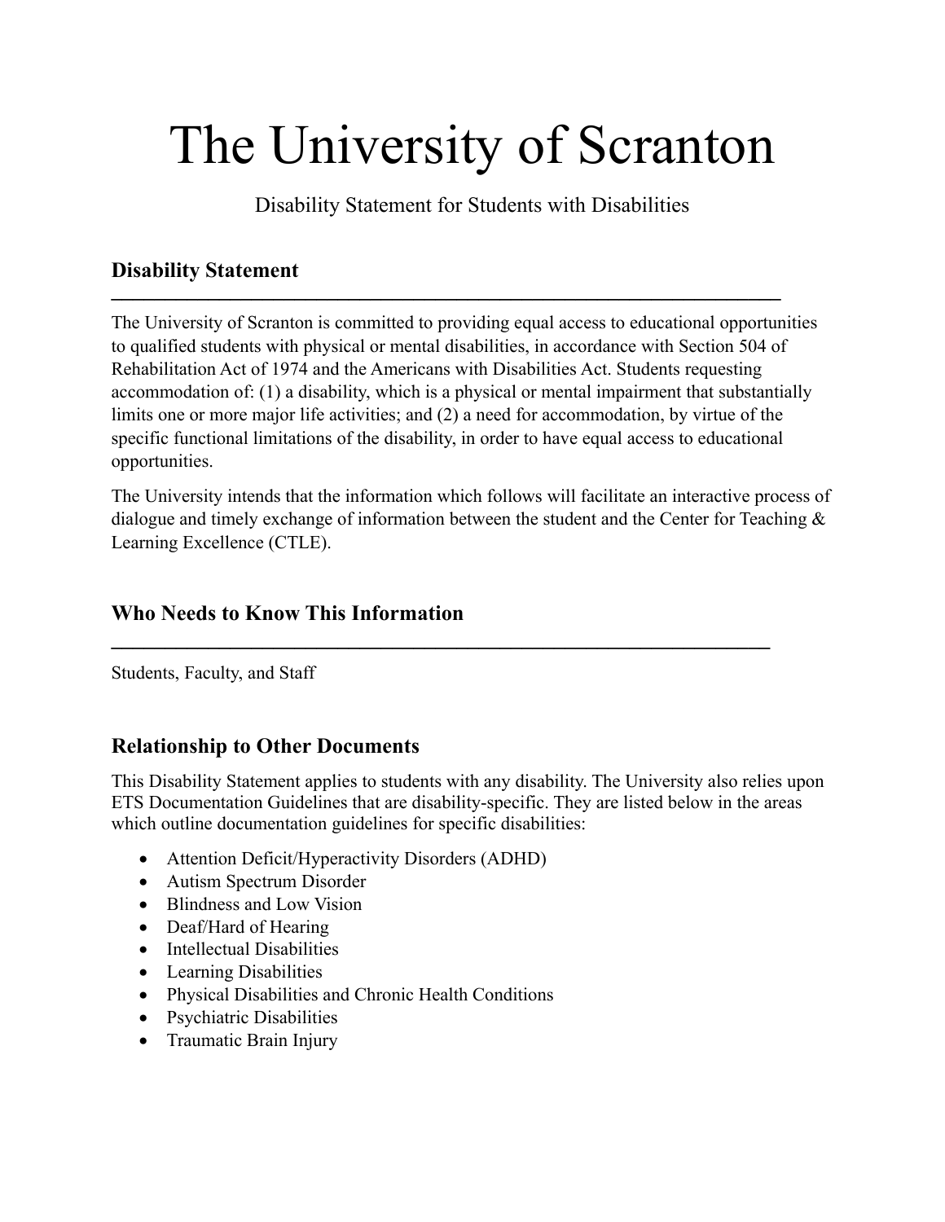# The University of Scranton

Disability Statement for Students with Disabilities

## Disability Statement

The University of Scranton is committed to providing equal access to educational opportunities to qualified students with physical or mental disabilities, in accordance with Section 504 of Rehabilitation Act of 1974 and the Americans with Disabilities Act. Students requesting accommodation of: (1) a disability, which is a physical or mental impairment that substantially limits one or more major life activities; and (2) a need for accommodation, by virtue of the specific functional limitations of the disability, in order to have equal access to educational opportunities.

The University intends that the information which follows will facilitate an interactive process of dialogue and timely exchange of information between the student and the Center for Teaching & Learning Excellence (CTLE).

## Who Needs to Know This Information

Students, Faculty, and Staff

## Relationship to Other Documents

This Disability Statement applies to students with any disability. The University also relies upon ETS Documentation Guidelines that are disability-specific. They are listed below in the areas which outline documentation guidelines for specific disabilities:

- Attention Deficit/Hyperactivity Disorders (ADHD)
- Autism Spectrum Disorder
- Blindness and Low Vision
- Deaf/Hard of Hearing
- Intellectual Disabilities
- Learning Disabilities
- Physical Disabilities and Chronic Health Conditions
- Psychiatric Disabilities
- Traumatic Brain Injury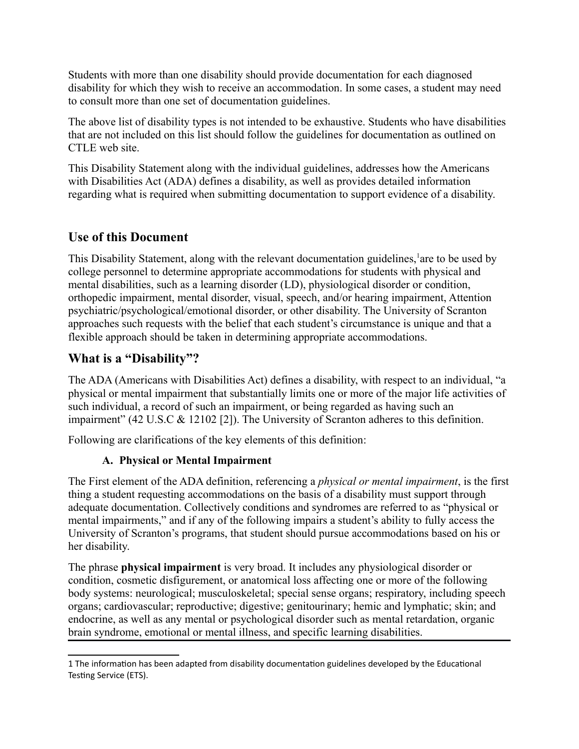Students with more than one disability should provide documentation for each diagnosed disability for which they wish to receive an accommodation. In some cases, a student may need to consult more than one set of documentation guidelines.

The above list of disability types is not intended to be exhaustive. Students who have disabilities that are not included on this list should follow the guidelines for documentation as outlined on CTLE web site.

This Disability Statement along with the individual guidelines, addresses how the Americans with Disabilities Act (ADA) defines a disability, as well as provides detailed information regarding what is required when submitting documentation to support evidence of a disability.

## Use of this Document

This Disability Statement, along with the relevant documentation guidelines,[1]are to be used by college personnel to determine appropriate accommodations for students with physical and mental disabilities, such as a learning disorder (LD), physiological disorder or condition, orthopedic impairment, mental disorder, visual, speech, and/or hearing impairment, Attention psychiatric/psychological/emotional disorder, or other disability. The University of Scranton approaches such requests with the belief that each student's circumstance is unique and that a flexible approach should be taken in determining appropriate accommodations.

## What is a "Disability"?

The ADA (Americans with Disabilities Act) defines a disability, with respect to an individual, "a physical or mental impairment that substantially limits one or more of the major life activities of such individual, a record of such an impairment, or being regarded as having such an impairment" (42 U.S.C & 12102 [2]). The University of Scranton adheres to this definition.

Following are clarifications of the key elements of this definition:

### A. Physical or Mental Impairment

The First element of the ADA definition, referencing a *physical or mental impairment*, is the first thing a student requesting accommodations on the basis of a disability must support through adequate documentation. Collectively conditions and syndromes are referred to as "physical or mental impairments," and if any of the following impairs a student's ability to fully access the University of Scranton's programs, that student should pursue accommodations based on his or her disability.

The phrase **physical impairment** is very broad. It includes any physiological disorder or condition, cosmetic disfigurement, or anatomical loss affecting one or more of the following body systems: neurological; musculoskeletal; special sense organs; respiratory, including speech organs; cardiovascular; reproductive; digestive; genitourinary; hemic and lymphatic; skin; and endocrine, as well as any mental or psychological disorder such as mental retardation, organic brain syndrome, emotional or mental illness, and specific learning disabilities.

---

1 The information has been adapted from disability documentation guidelines developed by the Educational Testing Service (ETS).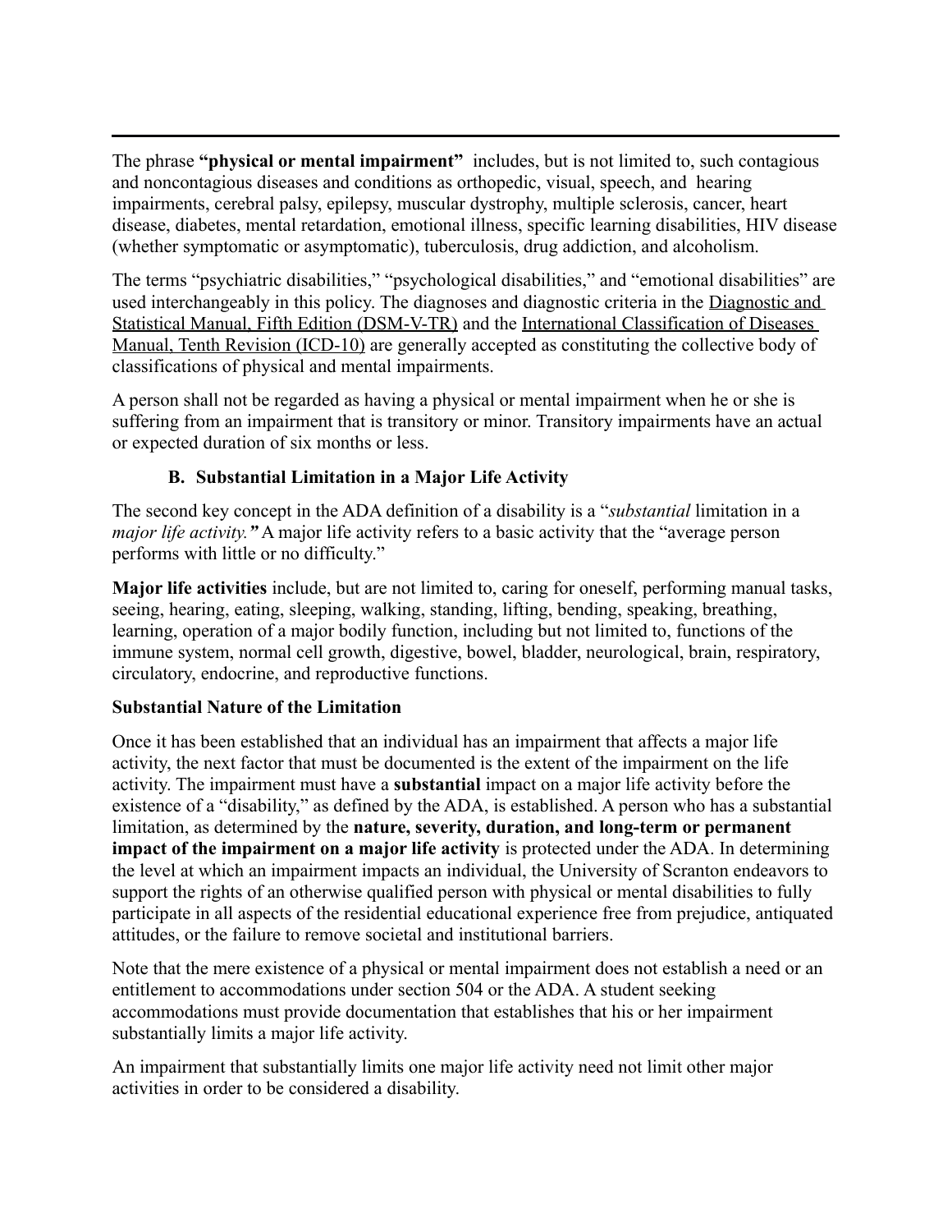The phrase **"physical or mental impairment"** includes, but is not limited to, such contagious and noncontagious diseases and conditions as orthopedic, visual, speech, and hearing impairments, cerebral palsy, epilepsy, muscular dystrophy, multiple sclerosis, cancer, heart disease, diabetes, mental retardation, emotional illness, specific learning disabilities, HIV disease (whether symptomatic or asymptomatic), tuberculosis, drug addiction, and alcoholism.

The terms "psychiatric disabilities," "psychological disabilities," and "emotional disabilities" are used interchangeably in this policy. The diagnoses and diagnostic criteria in the Diagnostic and Statistical Manual, Fifth Edition (DSM-V-TR) and the International Classification of Diseases Manual, Tenth Revision (ICD-10) are generally accepted as constituting the collective body of classifications of physical and mental impairments.

A person shall not be regarded as having a physical or mental impairment when he or she is suffering from an impairment that is transitory or minor. Transitory impairments have an actual or expected duration of six months or less.

### B. Substantial Limitation in a Major Life Activity

The second key concept in the ADA definition of a disability is a "*substantial* limitation in a *major life activity.*" A major life activity refers to a basic activity that the "average person performs with little or no difficulty."

**Major life activities** include, but are not limited to, caring for oneself, performing manual tasks, seeing, hearing, eating, sleeping, walking, standing, lifting, bending, speaking, breathing, learning, operation of a major bodily function, including but not limited to, functions of the immune system, normal cell growth, digestive, bowel, bladder, neurological, brain, respiratory, circulatory, endocrine, and reproductive functions.

**Substantial Nature of the Limitation**

Once it has been established that an individual has an impairment that affects a major life activity, the next factor that must be documented is the extent of the impairment on the life activity. The impairment must have a **substantial** impact on a major life activity before the existence of a "disability," as defined by the ADA, is established. A person who has a substantial limitation, as determined by the **nature, severity, duration, and long-term or permanent impact of the impairment on a major life activity** is protected under the ADA. In determining the level at which an impairment impacts an individual, the University of Scranton endeavors to support the rights of an otherwise qualified person with physical or mental disabilities to fully participate in all aspects of the residential educational experience free from prejudice, antiquated attitudes, or the failure to remove societal and institutional barriers.

Note that the mere existence of a physical or mental impairment does not establish a need or an entitlement to accommodations under section 504 or the ADA. A student seeking accommodations must provide documentation that establishes that his or her impairment substantially limits a major life activity.

An impairment that substantially limits one major life activity need not limit other major activities in order to be considered a disability.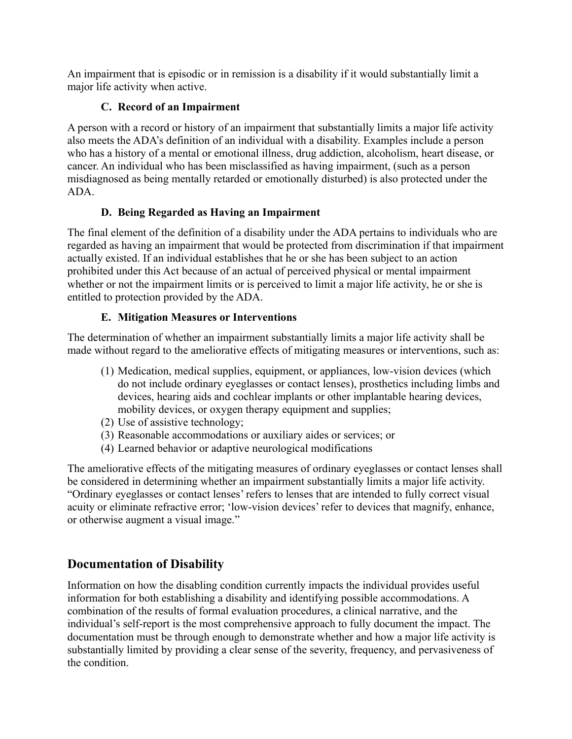An impairment that is episodic or in remission is a disability if it would substantially limit a major life activity when active.

### C. Record of an Impairment

A person with a record or history of an impairment that substantially limits a major life activity also meets the ADA's definition of an individual with a disability. Examples include a person who has a history of a mental or emotional illness, drug addiction, alcoholism, heart disease, or cancer. An individual who has been misclassified as having impairment, (such as a person misdiagnosed as being mentally retarded or emotionally disturbed) is also protected under the ADA.

### D. Being Regarded as Having an Impairment

The final element of the definition of a disability under the ADA pertains to individuals who are regarded as having an impairment that would be protected from discrimination if that impairment actually existed. If an individual establishes that he or she has been subject to an action prohibited under this Act because of an actual of perceived physical or mental impairment whether or not the impairment limits or is perceived to limit a major life activity, he or she is entitled to protection provided by the ADA.

### E. Mitigation Measures or Interventions

The determination of whether an impairment substantially limits a major life activity shall be made without regard to the ameliorative effects of mitigating measures or interventions, such as:

(1) Medication, medical supplies, equipment, or appliances, low-vision devices (which do not include ordinary eyeglasses or contact lenses), prosthetics including limbs and devices, hearing aids and cochlear implants or other implantable hearing devices, mobility devices, or oxygen therapy equipment and supplies;
(2) Use of assistive technology;
(3) Reasonable accommodations or auxiliary aides or services; or
(4) Learned behavior or adaptive neurological modifications

The ameliorative effects of the mitigating measures of ordinary eyeglasses or contact lenses shall be considered in determining whether an impairment substantially limits a major life activity. "Ordinary eyeglasses or contact lenses' refers to lenses that are intended to fully correct visual acuity or eliminate refractive error; 'low-vision devices' refer to devices that magnify, enhance, or otherwise augment a visual image."

## Documentation of Disability

Information on how the disabling condition currently impacts the individual provides useful information for both establishing a disability and identifying possible accommodations. A combination of the results of formal evaluation procedures, a clinical narrative, and the individual's self-report is the most comprehensive approach to fully document the impact. The documentation must be through enough to demonstrate whether and how a major life activity is substantially limited by providing a clear sense of the severity, frequency, and pervasiveness of the condition.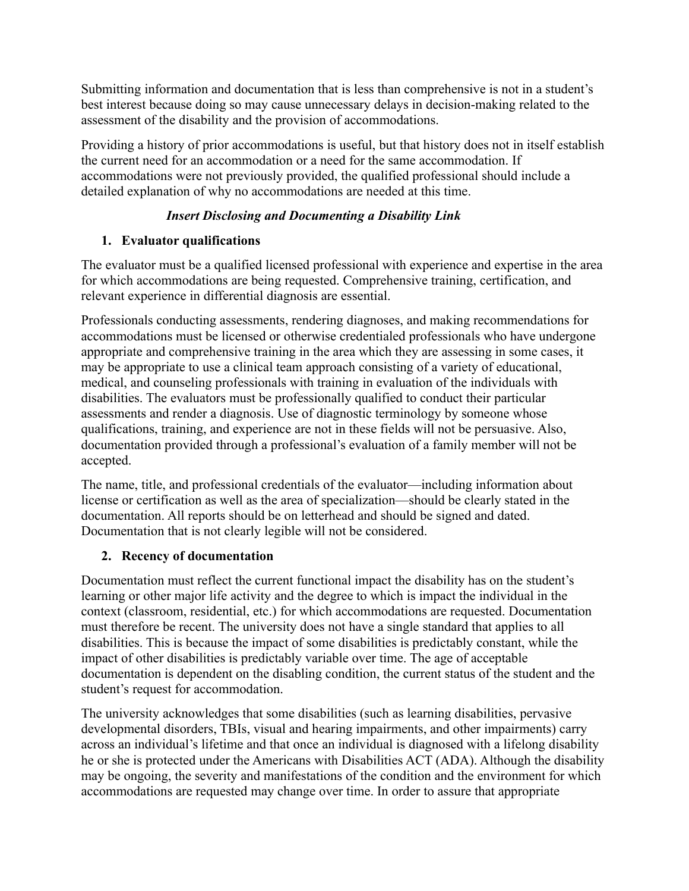Submitting information and documentation that is less than comprehensive is not in a student's best interest because doing so may cause unnecessary delays in decision-making related to the assessment of the disability and the provision of accommodations.

Providing a history of prior accommodations is useful, but that history does not in itself establish the current need for an accommodation or a need for the same accommodation. If accommodations were not previously provided, the qualified professional should include a detailed explanation of why no accommodations are needed at this time.

***Insert Disclosing and Documenting a Disability Link***

1. **Evaluator qualifications**

The evaluator must be a qualified licensed professional with experience and expertise in the area for which accommodations are being requested. Comprehensive training, certification, and relevant experience in differential diagnosis are essential.

Professionals conducting assessments, rendering diagnoses, and making recommendations for accommodations must be licensed or otherwise credentialed professionals who have undergone appropriate and comprehensive training in the area which they are assessing in some cases, it may be appropriate to use a clinical team approach consisting of a variety of educational, medical, and counseling professionals with training in evaluation of the individuals with disabilities. The evaluators must be professionally qualified to conduct their particular assessments and render a diagnosis. Use of diagnostic terminology by someone whose qualifications, training, and experience are not in these fields will not be persuasive. Also, documentation provided through a professional's evaluation of a family member will not be accepted.

The name, title, and professional credentials of the evaluator—including information about license or certification as well as the area of specialization—should be clearly stated in the documentation. All reports should be on letterhead and should be signed and dated. Documentation that is not clearly legible will not be considered.

2. **Recency of documentation**

Documentation must reflect the current functional impact the disability has on the student's learning or other major life activity and the degree to which is impact the individual in the context (classroom, residential, etc.) for which accommodations are requested. Documentation must therefore be recent. The university does not have a single standard that applies to all disabilities. This is because the impact of some disabilities is predictably constant, while the impact of other disabilities is predictably variable over time. The age of acceptable documentation is dependent on the disabling condition, the current status of the student and the student's request for accommodation.

The university acknowledges that some disabilities (such as learning disabilities, pervasive developmental disorders, TBIs, visual and hearing impairments, and other impairments) carry across an individual's lifetime and that once an individual is diagnosed with a lifelong disability he or she is protected under the Americans with Disabilities ACT (ADA). Although the disability may be ongoing, the severity and manifestations of the condition and the environment for which accommodations are requested may change over time. In order to assure that appropriate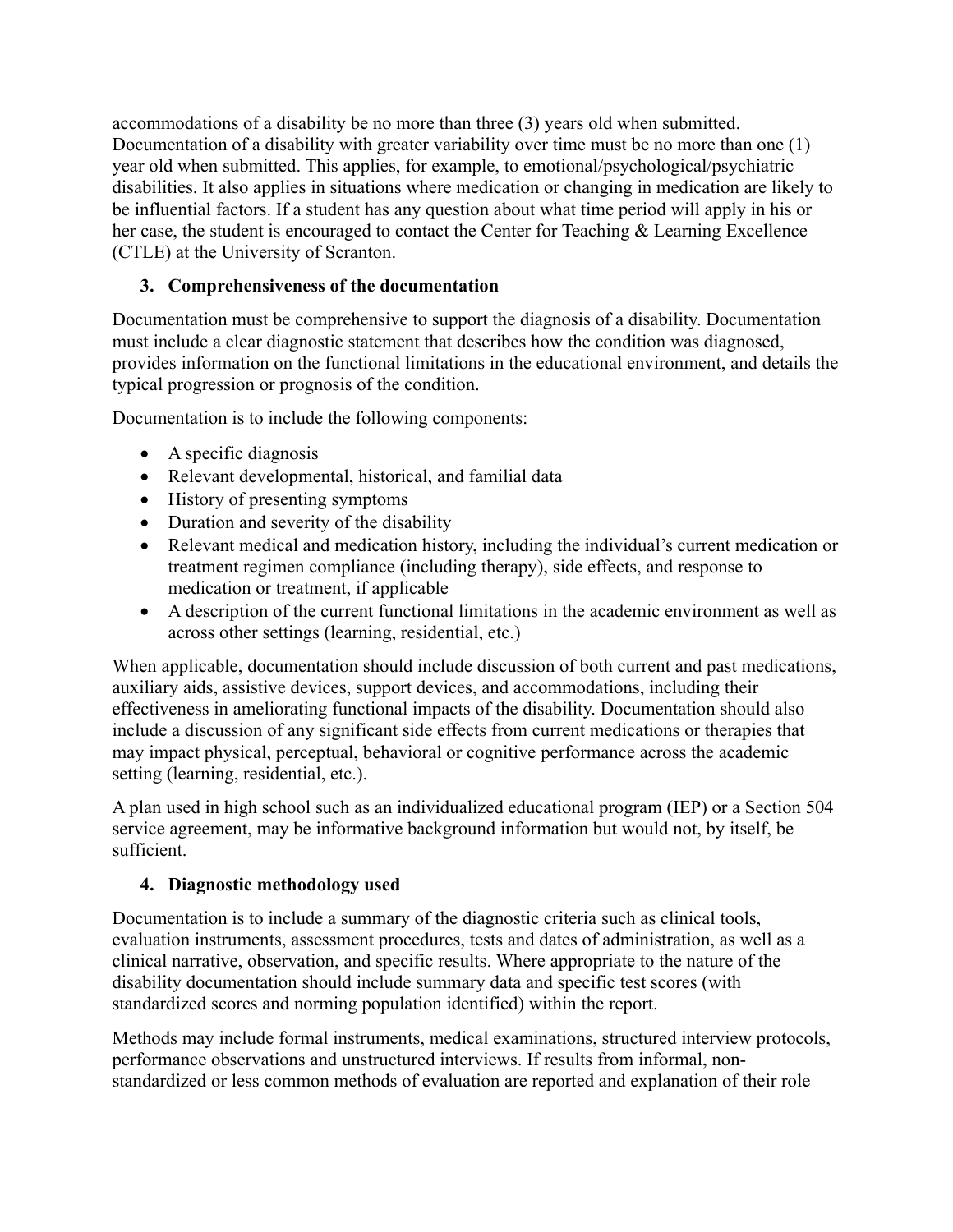accommodations of a disability be no more than three (3) years old when submitted. Documentation of a disability with greater variability over time must be no more than one (1) year old when submitted. This applies, for example, to emotional/psychological/psychiatric disabilities. It also applies in situations where medication or changing in medication are likely to be influential factors. If a student has any question about what time period will apply in his or her case, the student is encouraged to contact the Center for Teaching & Learning Excellence (CTLE) at the University of Scranton.

### 3. Comprehensiveness of the documentation

Documentation must be comprehensive to support the diagnosis of a disability. Documentation must include a clear diagnostic statement that describes how the condition was diagnosed, provides information on the functional limitations in the educational environment, and details the typical progression or prognosis of the condition.

Documentation is to include the following components:

- A specific diagnosis
- Relevant developmental, historical, and familial data
- History of presenting symptoms
- Duration and severity of the disability
- Relevant medical and medication history, including the individual's current medication or treatment regimen compliance (including therapy), side effects, and response to medication or treatment, if applicable
- A description of the current functional limitations in the academic environment as well as across other settings (learning, residential, etc.)

When applicable, documentation should include discussion of both current and past medications, auxiliary aids, assistive devices, support devices, and accommodations, including their effectiveness in ameliorating functional impacts of the disability. Documentation should also include a discussion of any significant side effects from current medications or therapies that may impact physical, perceptual, behavioral or cognitive performance across the academic setting (learning, residential, etc.).

A plan used in high school such as an individualized educational program (IEP) or a Section 504 service agreement, may be informative background information but would not, by itself, be sufficient.

### 4. Diagnostic methodology used

Documentation is to include a summary of the diagnostic criteria such as clinical tools, evaluation instruments, assessment procedures, tests and dates of administration, as well as a clinical narrative, observation, and specific results. Where appropriate to the nature of the disability documentation should include summary data and specific test scores (with standardized scores and norming population identified) within the report.

Methods may include formal instruments, medical examinations, structured interview protocols, performance observations and unstructured interviews. If results from informal, non-standardized or less common methods of evaluation are reported and explanation of their role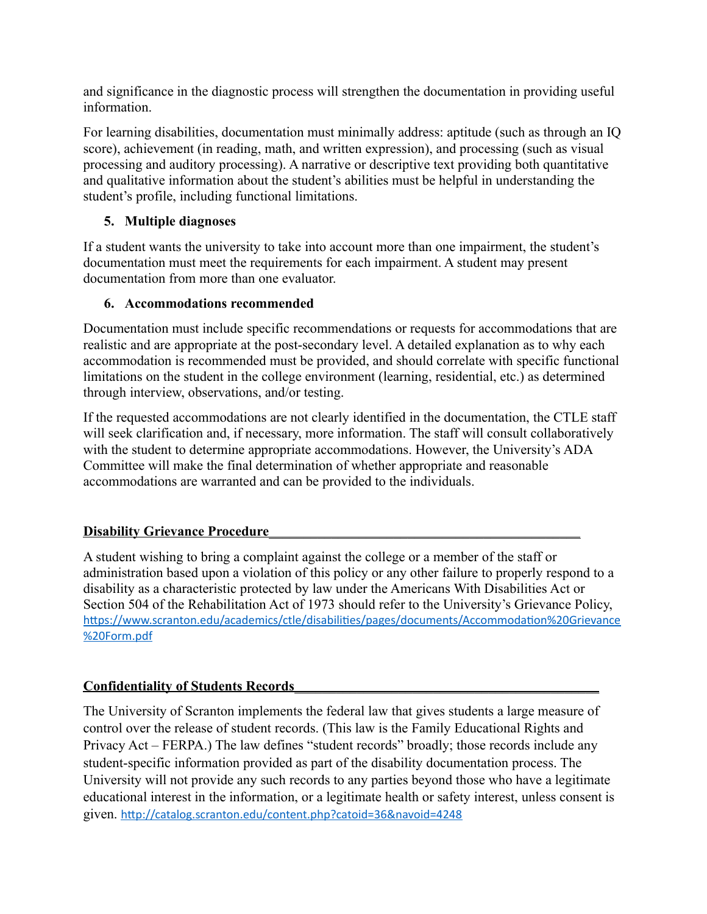and significance in the diagnostic process will strengthen the documentation in providing useful information.

For learning disabilities, documentation must minimally address: aptitude (such as through an IQ score), achievement (in reading, math, and written expression), and processing (such as visual processing and auditory processing). A narrative or descriptive text providing both quantitative and qualitative information about the student's abilities must be helpful in understanding the student's profile, including functional limitations.

5. **Multiple diagnoses**

If a student wants the university to take into account more than one impairment, the student's documentation must meet the requirements for each impairment. A student may present documentation from more than one evaluator.

6. **Accommodations recommended**

Documentation must include specific recommendations or requests for accommodations that are realistic and are appropriate at the post-secondary level. A detailed explanation as to why each accommodation is recommended must be provided, and should correlate with specific functional limitations on the student in the college environment (learning, residential, etc.) as determined through interview, observations, and/or testing.

If the requested accommodations are not clearly identified in the documentation, the CTLE staff will seek clarification and, if necessary, more information. The staff will consult collaboratively with the student to determine appropriate accommodations. However, the University's ADA Committee will make the final determination of whether appropriate and reasonable accommodations are warranted and can be provided to the individuals.

## Disability Grievance Procedure

A student wishing to bring a complaint against the college or a member of the staff or administration based upon a violation of this policy or any other failure to properly respond to a disability as a characteristic protected by law under the Americans With Disabilities Act or Section 504 of the Rehabilitation Act of 1973 should refer to the University's Grievance Policy, https://www.scranton.edu/academics/ctle/disabilities/pages/documents/Accommodation%20Grievance%20Form.pdf

## Confidentiality of Students Records

The University of Scranton implements the federal law that gives students a large measure of control over the release of student records. (This law is the Family Educational Rights and Privacy Act – FERPA.) The law defines "student records" broadly; those records include any student-specific information provided as part of the disability documentation process. The University will not provide any such records to any parties beyond those who have a legitimate educational interest in the information, or a legitimate health or safety interest, unless consent is given. http://catalog.scranton.edu/content.php?catoid=36&navoid=4248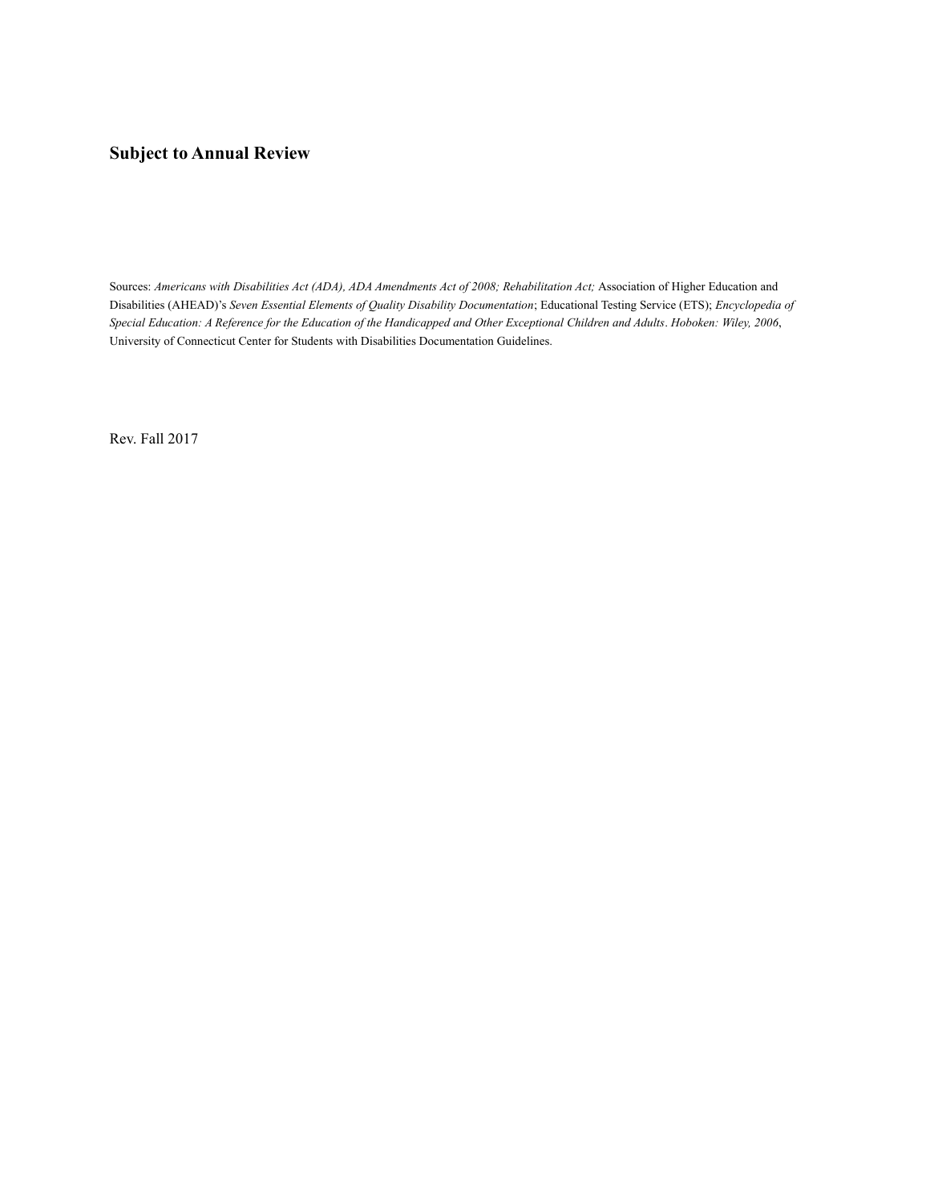**Subject to Annual Review**

Sources: *Americans with Disabilities Act (ADA), ADA Amendments Act of 2008; Rehabilitation Act;* Association of Higher Education and Disabilities (AHEAD)'s *Seven Essential Elements of Quality Disability Documentation*; Educational Testing Service (ETS); *Encyclopedia of Special Education: A Reference for the Education of the Handicapped and Other Exceptional Children and Adults*. *Hoboken: Wiley, 2006*, University of Connecticut Center for Students with Disabilities Documentation Guidelines.

Rev. Fall 2017